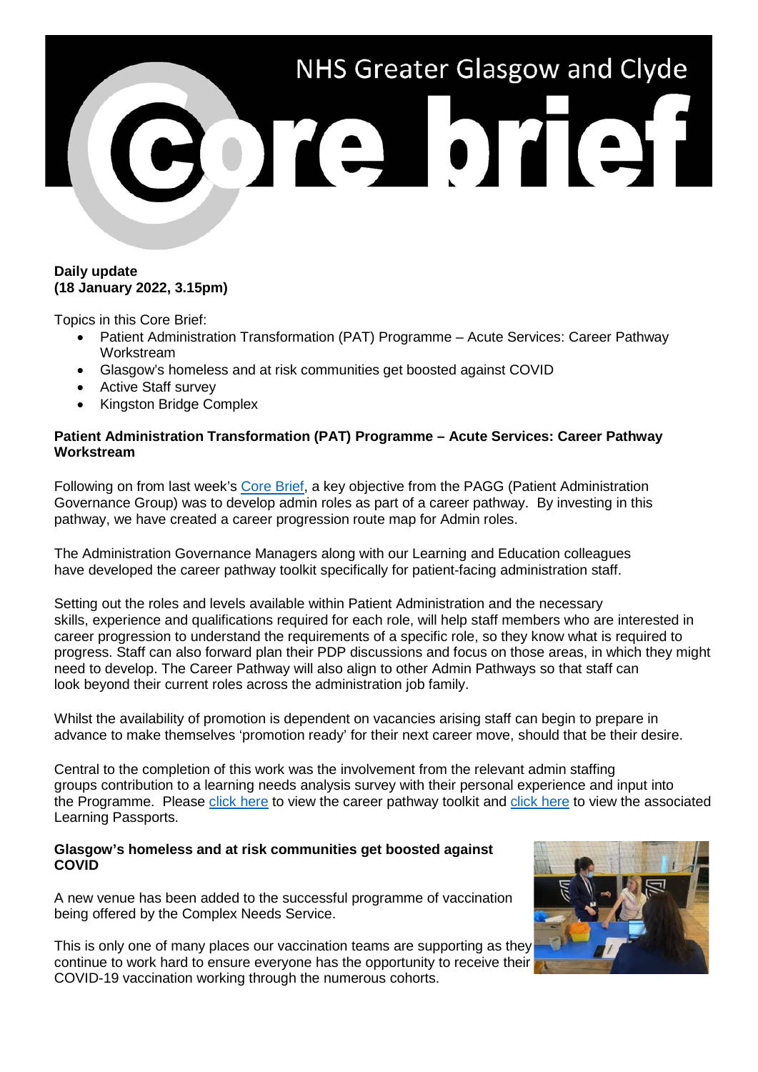# NHS Greater Glasgow and Clyde Core brief

**Daily update**
**(18 January 2022, 3.15pm)**

Topics in this Core Brief:

- Patient Administration Transformation (PAT) Programme – Acute Services: Career Pathway Workstream
- Glasgow's homeless and at risk communities get boosted against COVID
- Active Staff survey
- Kingston Bridge Complex

**Patient Administration Transformation (PAT) Programme – Acute Services: Career Pathway Workstream**

Following on from last week's Core Brief, a key objective from the PAGG (Patient Administration Governance Group) was to develop admin roles as part of a career pathway. By investing in this pathway, we have created a career progression route map for Admin roles.

The Administration Governance Managers along with our Learning and Education colleagues have developed the career pathway toolkit specifically for patient-facing administration staff.

Setting out the roles and levels available within Patient Administration and the necessary skills, experience and qualifications required for each role, will help staff members who are interested in career progression to understand the requirements of a specific role, so they know what is required to progress. Staff can also forward plan their PDP discussions and focus on those areas, in which they might need to develop. The Career Pathway will also align to other Admin Pathways so that staff can look beyond their current roles across the administration job family.

Whilst the availability of promotion is dependent on vacancies arising staff can begin to prepare in advance to make themselves 'promotion ready' for their next career move, should that be their desire.

Central to the completion of this work was the involvement from the relevant admin staffing groups contribution to a learning needs analysis survey with their personal experience and input into the Programme. Please click here to view the career pathway toolkit and click here to view the associated Learning Passports.

**Glasgow's homeless and at risk communities get boosted against COVID**

A new venue has been added to the successful programme of vaccination being offered by the Complex Needs Service.

This is only one of many places our vaccination teams are supporting as they continue to work hard to ensure everyone has the opportunity to receive their COVID-19 vaccination working through the numerous cohorts.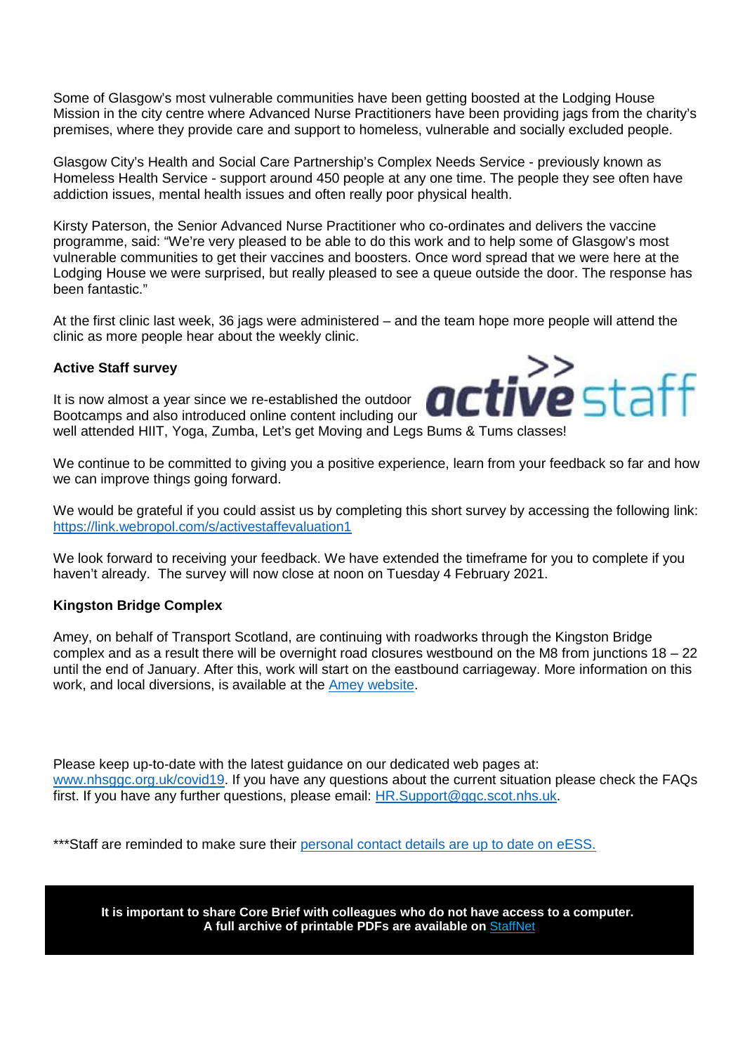Some of Glasgow's most vulnerable communities have been getting boosted at the Lodging House Mission in the city centre where Advanced Nurse Practitioners have been providing jags from the charity's premises, where they provide care and support to homeless, vulnerable and socially excluded people.

Glasgow City's Health and Social Care Partnership's Complex Needs Service - previously known as Homeless Health Service - support around 450 people at any one time. The people they see often have addiction issues, mental health issues and often really poor physical health.

Kirsty Paterson, the Senior Advanced Nurse Practitioner who co-ordinates and delivers the vaccine programme, said: "We're very pleased to be able to do this work and to help some of Glasgow's most vulnerable communities to get their vaccines and boosters. Once word spread that we were here at the Lodging House we were surprised, but really pleased to see a queue outside the door. The response has been fantastic."

At the first clinic last week, 36 jags were administered – and the team hope more people will attend the clinic as more people hear about the weekly clinic.

**Active Staff survey**

It is now almost a year since we re-established the outdoor Bootcamps and also introduced online content including our well attended HIIT, Yoga, Zumba, Let's get Moving and Legs Bums & Tums classes!

We continue to be committed to giving you a positive experience, learn from your feedback so far and how we can improve things going forward.

We would be grateful if you could assist us by completing this short survey by accessing the following link: [https://link.webropol.com/s/activestaffevaluation1](https://link.webropol.com/s/activestaffevaluation1)

We look forward to receiving your feedback. We have extended the timeframe for you to complete if you haven't already. The survey will now close at noon on Tuesday 4 February 2021.

**Kingston Bridge Complex**

Amey, on behalf of Transport Scotland, are continuing with roadworks through the Kingston Bridge complex and as a result there will be overnight road closures westbound on the M8 from junctions 18 – 22 until the end of January. After this, work will start on the eastbound carriageway. More information on this work, and local diversions, is available at the Amey website.

Please keep up-to-date with the latest guidance on our dedicated web pages at: [www.nhsggc.org.uk/covid19](www.nhsggc.org.uk/covid19). If you have any questions about the current situation please check the FAQs first. If you have any further questions, please email: HR.Support@ggc.scot.nhs.uk.

***Staff are reminded to make sure their personal contact details are up to date on eESS.

**It is important to share Core Brief with colleagues who do not have access to a computer. A full archive of printable PDFs are available on StaffNet**